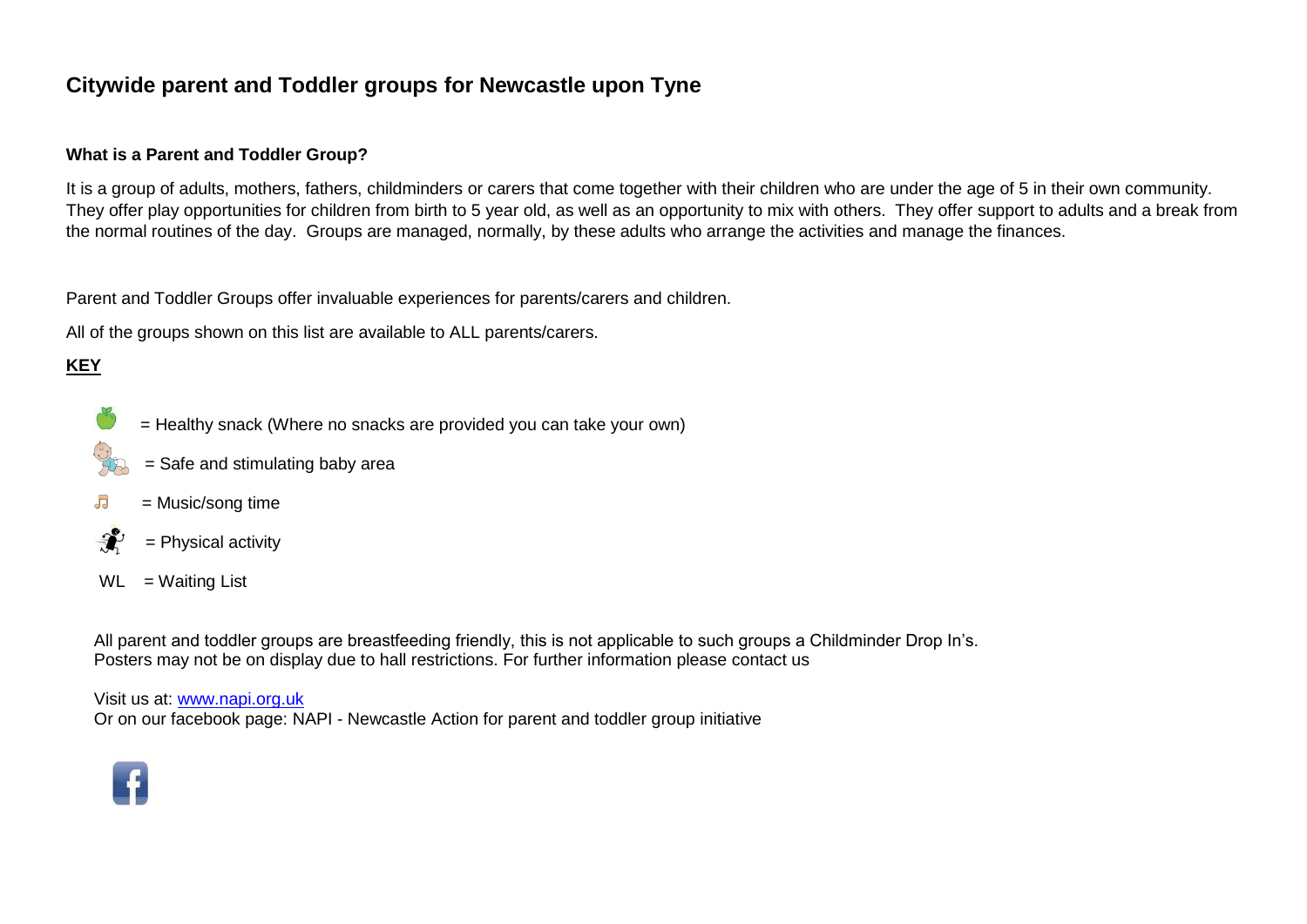# Citywide parent and Toddler groups for Newcastle upon Tyne

**What is a Parent and Toddler Group?**

It is a group of adults, mothers, fathers, childminders or carers that come together with their children who are under the age of 5 in their own community. They offer play opportunities for children from birth to 5 year old, as well as an opportunity to mix with others. They offer support to adults and a break from the normal routines of the day. Groups are managed, normally, by these adults who arrange the activities and manage the finances.

Parent and Toddler Groups offer invaluable experiences for parents/carers and children.

All of the groups shown on this list are available to ALL parents/carers.

**KEY**

= Healthy snack (Where no snacks are provided you can take your own)

= Safe and stimulating baby area

= Music/song time

= Physical activity

WL = Waiting List

All parent and toddler groups are breastfeeding friendly, this is not applicable to such groups a Childminder Drop In's.
Posters may not be on display due to hall restrictions. For further information please contact us

Visit us at: [www.napi.org.uk](http://www.napi.org.uk)
Or on our facebook page: NAPI - Newcastle Action for parent and toddler group initiative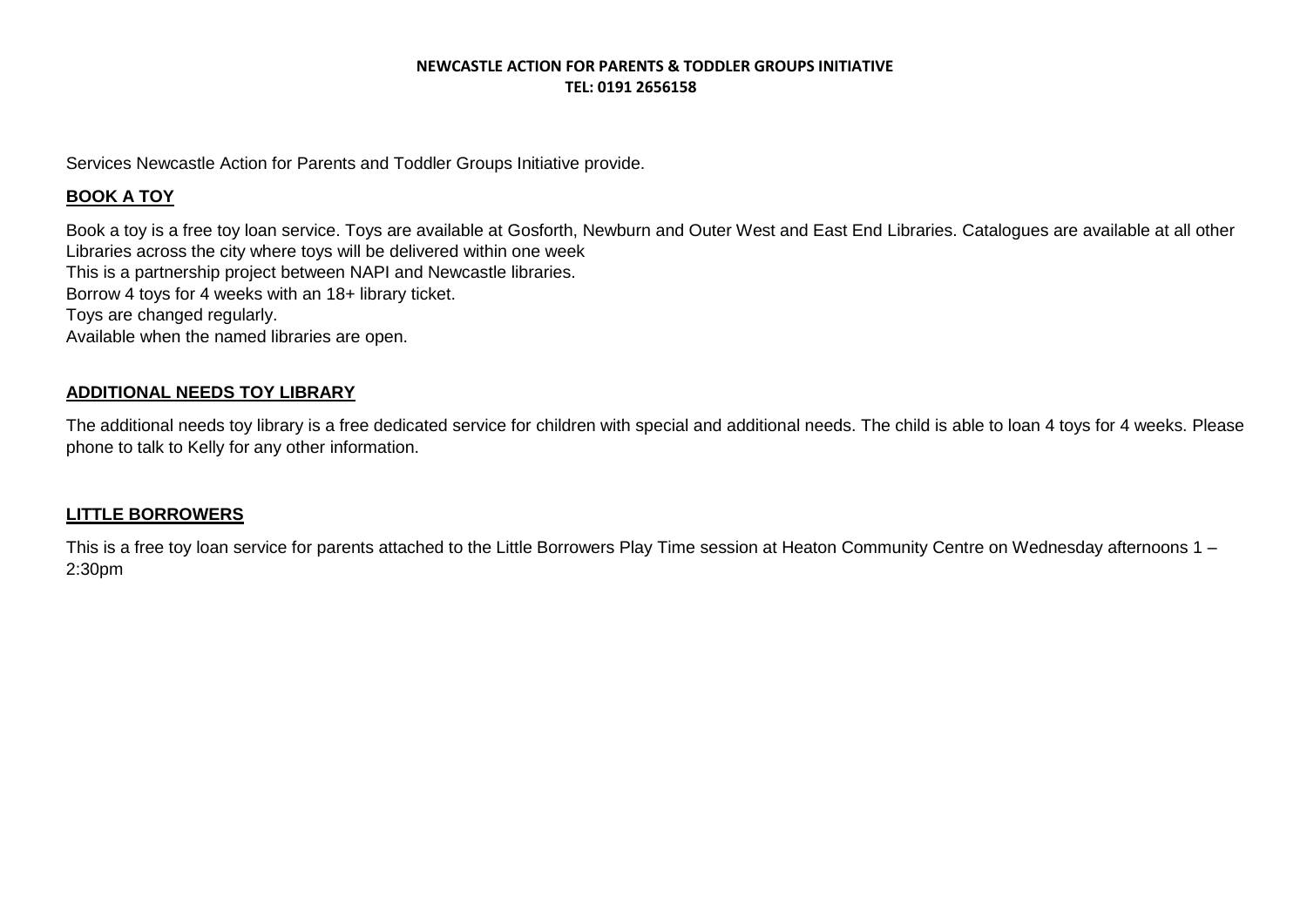**NEWCASTLE ACTION FOR PARENTS & TODDLER GROUPS INITIATIVE**
**TEL: 0191 2656158**

Services Newcastle Action for Parents and Toddler Groups Initiative provide.

## BOOK A TOY

Book a toy is a free toy loan service. Toys are available at Gosforth, Newburn and Outer West and East End Libraries. Catalogues are available at all other Libraries across the city where toys will be delivered within one week
This is a partnership project between NAPI and Newcastle libraries.
Borrow 4 toys for 4 weeks with an 18+ library ticket.
Toys are changed regularly.
Available when the named libraries are open.

## ADDITIONAL NEEDS TOY LIBRARY

The additional needs toy library is a free dedicated service for children with special and additional needs. The child is able to loan 4 toys for 4 weeks. Please phone to talk to Kelly for any other information.

## LITTLE BORROWERS

This is a free toy loan service for parents attached to the Little Borrowers Play Time session at Heaton Community Centre on Wednesday afternoons 1 – 2:30pm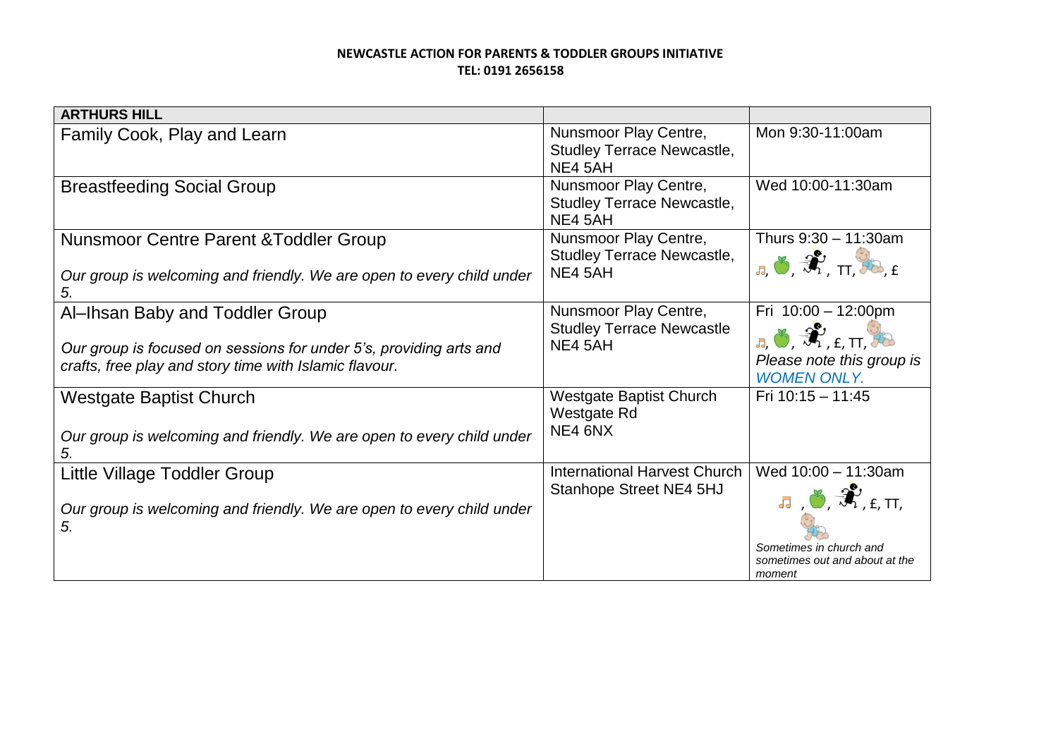**NEWCASTLE ACTION FOR PARENTS & TODDLER GROUPS INITIATIVE**
**TEL: 0191 2656158**

| **ARTHURS HILL** | | |
|---|---|---|
| Family Cook, Play and Learn | Nunsmoor Play Centre, Studley Terrace Newcastle, NE4 5AH | Mon 9:30-11:00am |
| Breastfeeding Social Group | Nunsmoor Play Centre, Studley Terrace Newcastle, NE4 5AH | Wed 10:00-11:30am |
| Nunsmoor Centre Parent &Toddler Group<br><br>*Our group is welcoming and friendly. We are open to every child under 5.* | Nunsmoor Play Centre, Studley Terrace Newcastle, NE4 5AH | Thurs 9:30 – 11:30am<br>♫, , , TT, , £ |
| Al–Ihsan Baby and Toddler Group<br><br>*Our group is focused on sessions for under 5's, providing arts and crafts, free play and story time with Islamic flavour.* | Nunsmoor Play Centre, Studley Terrace Newcastle NE4 5AH | Fri 10:00 – 12:00pm<br>♫, , , £, TT,<br>*Please note this group is WOMEN ONLY.* |
| Westgate Baptist Church<br><br>*Our group is welcoming and friendly. We are open to every child under 5.* | Westgate Baptist Church Westgate Rd NE4 6NX | Fri 10:15 – 11:45 |
| Little Village Toddler Group<br><br>*Our group is welcoming and friendly. We are open to every child under 5.* | International Harvest Church Stanhope Street NE4 5HJ | Wed 10:00 – 11:30am<br>♫ , , , £, TT,<br>*Sometimes in church and sometimes out and about at the moment* |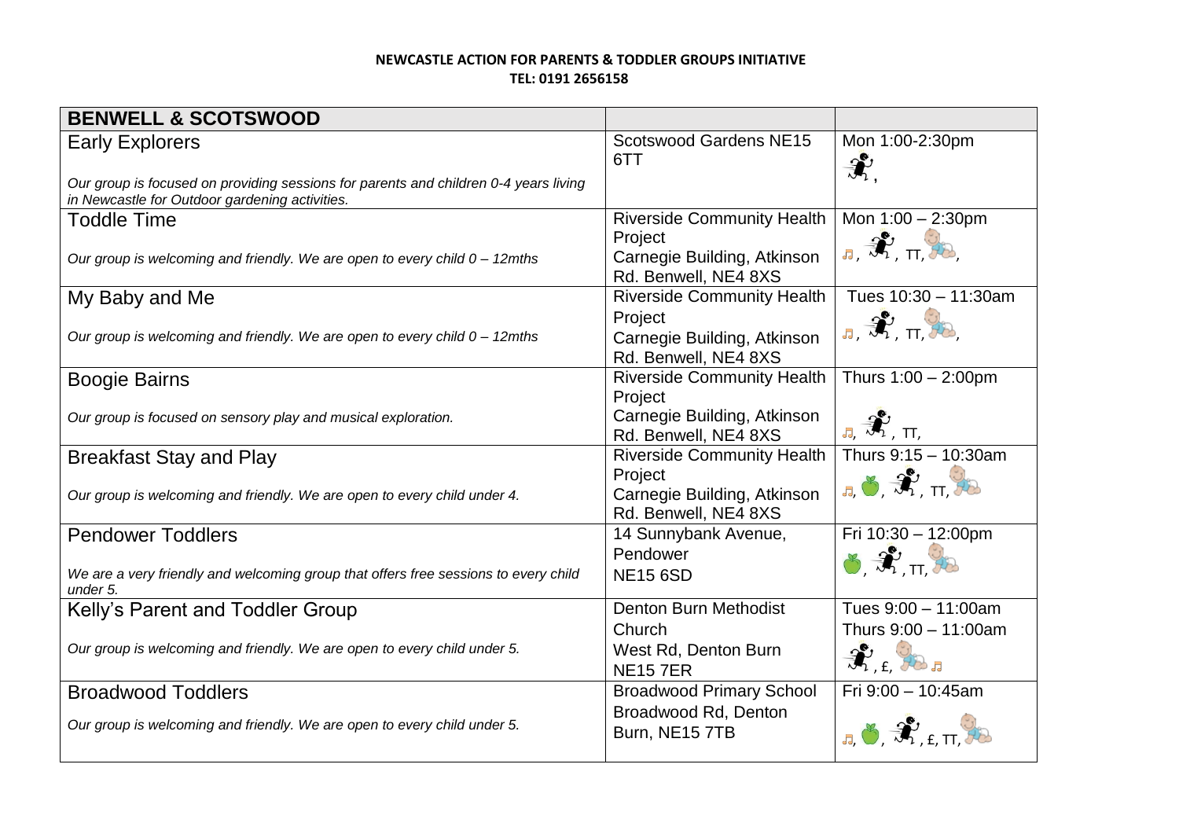**NEWCASTLE ACTION FOR PARENTS & TODDLER GROUPS INITIATIVE**
**TEL: 0191 2656158**

| **BENWELL & SCOTSWOOD** | | |
|---|---|---|
| Early Explorers<br><br>*Our group is focused on providing sessions for parents and children 0-4 years living in Newcastle for Outdoor gardening activities.* | Scotswood Gardens NE15 6TT | Mon 1:00-2:30pm<br>, |
| Toddle Time<br><br>*Our group is welcoming and friendly. We are open to every child 0 – 12mths* | Riverside Community Health Project<br>Carnegie Building, Atkinson Rd. Benwell, NE4 8XS | Mon 1:00 – 2:30pm<br>, , TT, , |
| My Baby and Me<br><br>*Our group is welcoming and friendly. We are open to every child 0 – 12mths* | Riverside Community Health Project<br>Carnegie Building, Atkinson Rd. Benwell, NE4 8XS | Tues 10:30 – 11:30am<br>, , TT, , |
| Boogie Bairns<br><br>*Our group is focused on sensory play and musical exploration.* | Riverside Community Health Project<br>Carnegie Building, Atkinson Rd. Benwell, NE4 8XS | Thurs 1:00 – 2:00pm<br>, , TT, |
| Breakfast Stay and Play<br><br>*Our group is welcoming and friendly. We are open to every child under 4.* | Riverside Community Health Project<br>Carnegie Building, Atkinson Rd. Benwell, NE4 8XS | Thurs 9:15 – 10:30am<br>, , , TT, |
| Pendower Toddlers<br><br>*We are a very friendly and welcoming group that offers free sessions to every child under 5.* | 14 Sunnybank Avenue, Pendower<br>NE15 6SD | Fri 10:30 – 12:00pm<br>, , TT, |
| Kelly's Parent and Toddler Group<br><br>*Our group is welcoming and friendly. We are open to every child under 5.* | Denton Burn Methodist Church<br>West Rd, Denton Burn<br>NE15 7ER | Tues 9:00 – 11:00am<br>Thurs 9:00 – 11:00am<br>, £, |
| Broadwood Toddlers<br><br>*Our group is welcoming and friendly. We are open to every child under 5.* | Broadwood Primary School<br>Broadwood Rd, Denton Burn, NE15 7TB | Fri 9:00 – 10:45am<br>, , , £, TT, |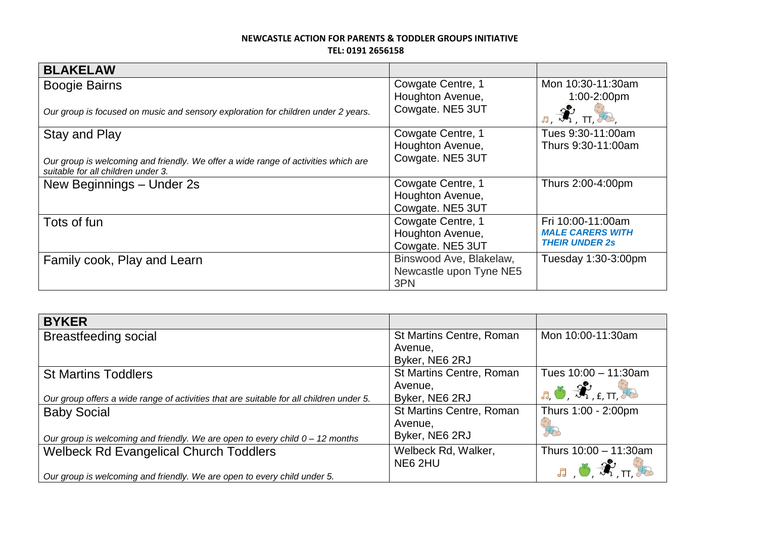**NEWCASTLE ACTION FOR PARENTS & TODDLER GROUPS INITIATIVE**
**TEL: 0191 2656158**

| **BLAKELAW** | | |
|---|---|---|
| Boogie Bairns<br><br>*Our group is focused on music and sensory exploration for children under 2 years.* | Cowgate Centre, 1 Houghton Avenue, Cowgate. NE5 3UT | Mon 10:30-11:30am<br>1:00-2:00pm<br>, , TT, , |
| Stay and Play<br><br>*Our group is welcoming and friendly. We offer a wide range of activities which are suitable for all children under 3.* | Cowgate Centre, 1 Houghton Avenue, Cowgate. NE5 3UT | Tues 9:30-11:00am<br>Thurs 9:30-11:00am |
| New Beginnings – Under 2s | Cowgate Centre, 1 Houghton Avenue, Cowgate. NE5 3UT | Thurs 2:00-4:00pm |
| Tots of fun | Cowgate Centre, 1 Houghton Avenue, Cowgate. NE5 3UT | Fri 10:00-11:00am<br>***MALE CARERS WITH THEIR UNDER 2s*** |
| Family cook, Play and Learn | Binswood Ave, Blakelaw, Newcastle upon Tyne NE5 3PN | Tuesday 1:30-3:00pm |

| **BYKER** | | |
|---|---|---|
| Breastfeeding social | St Martins Centre, Roman Avenue, Byker, NE6 2RJ | Mon 10:00-11:30am |
| St Martins Toddlers<br><br>*Our group offers a wide range of activities that are suitable for all children under 5.* | St Martins Centre, Roman Avenue, Byker, NE6 2RJ | Tues 10:00 – 11:30am<br>, , , £, TT, |
| Baby Social<br><br>*Our group is welcoming and friendly. We are open to every child 0 – 12 months* | St Martins Centre, Roman Avenue, Byker, NE6 2RJ | Thurs 1:00 - 2:00pm |
| Welbeck Rd Evangelical Church Toddlers<br><br>*Our group is welcoming and friendly. We are open to every child under 5.* | Welbeck Rd, Walker, NE6 2HU | Thurs 10:00 – 11:30am<br>, , , TT, |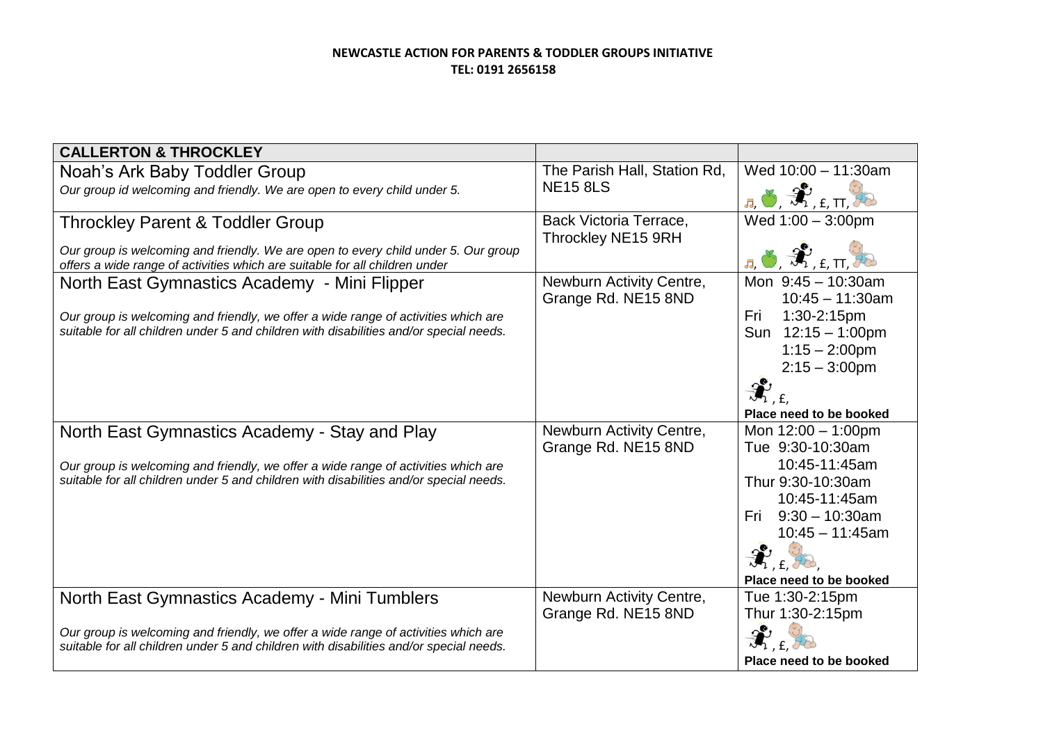**NEWCASTLE ACTION FOR PARENTS & TODDLER GROUPS INITIATIVE**
**TEL: 0191 2656158**

| CALLERTON & THROCKLEY | | |
|---|---|---|
| Noah's Ark Baby Toddler Group<br>*Our group id welcoming and friendly. We are open to every child under 5.* | The Parish Hall, Station Rd, NE15 8LS | Wed 10:00 – 11:30am<br>, , , £, TT, |
| Throckley Parent & Toddler Group<br>*Our group is welcoming and friendly. We are open to every child under 5. Our group offers a wide range of activities which are suitable for all children under* | Back Victoria Terrace, Throckley NE15 9RH | Wed 1:00 – 3:00pm<br>, , , £, TT, |
| North East Gymnastics Academy - Mini Flipper<br>*Our group is welcoming and friendly, we offer a wide range of activities which are suitable for all children under 5 and children with disabilities and/or special needs.* | Newburn Activity Centre, Grange Rd. NE15 8ND | Mon 9:45 – 10:30am<br>10:45 – 11:30am<br>Fri 1:30-2:15pm<br>Sun 12:15 – 1:00pm<br>1:15 – 2:00pm<br>2:15 – 3:00pm<br>, £,<br>**Place need to be booked** |
| North East Gymnastics Academy - Stay and Play<br>*Our group is welcoming and friendly, we offer a wide range of activities which are suitable for all children under 5 and children with disabilities and/or special needs.* | Newburn Activity Centre, Grange Rd. NE15 8ND | Mon 12:00 – 1:00pm<br>Tue 9:30-10:30am<br>10:45-11:45am<br>Thur 9:30-10:30am<br>10:45-11:45am<br>Fri 9:30 – 10:30am<br>10:45 – 11:45am<br>, £, ,<br>**Place need to be booked** |
| North East Gymnastics Academy - Mini Tumblers<br>*Our group is welcoming and friendly, we offer a wide range of activities which are suitable for all children under 5 and children with disabilities and/or special needs.* | Newburn Activity Centre, Grange Rd. NE15 8ND | Tue 1:30-2:15pm<br>Thur 1:30-2:15pm<br>, £,<br>**Place need to be booked** |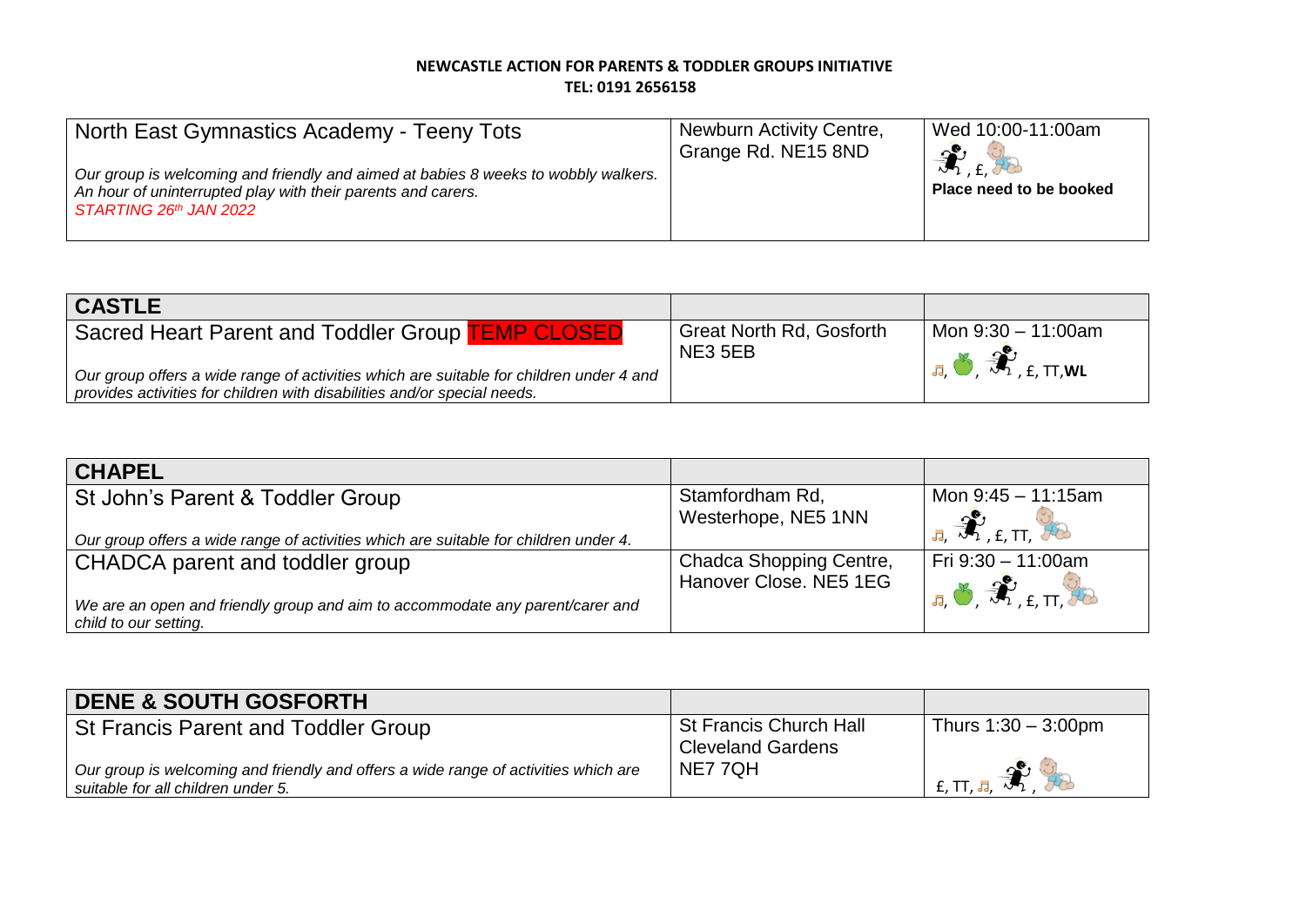**NEWCASTLE ACTION FOR PARENTS & TODDLER GROUPS INITIATIVE**
**TEL: 0191 2656158**

| North East Gymnastics Academy - Teeny Tots<br><br>*Our group is welcoming and friendly and aimed at babies 8 weeks to wobbly walkers. An hour of uninterrupted play with their parents and carers.*<br>*STARTING 26th JAN 2022* | Newburn Activity Centre, Grange Rd. NE15 8ND | Wed 10:00-11:00am<br>, £,<br>**Place need to be booked** |
|---|---|---|

| **CASTLE** | | |
|---|---|---|
| Sacred Heart Parent and Toddler Group **TEMP CLOSED**<br><br>*Our group offers a wide range of activities which are suitable for children under 4 and provides activities for children with disabilities and/or special needs.* | Great North Rd, Gosforth NE3 5EB | Mon 9:30 – 11:00am<br>, , , £, TT,**WL** |

| **CHAPEL** | | |
|---|---|---|
| St John's Parent & Toddler Group<br><br>*Our group offers a wide range of activities which are suitable for children under 4.* | Stamfordham Rd, Westerhope, NE5 1NN | Mon 9:45 – 11:15am<br>, , £, TT, |
| CHADCA parent and toddler group<br><br>*We are an open and friendly group and aim to accommodate any parent/carer and child to our setting.* | Chadca Shopping Centre, Hanover Close. NE5 1EG | Fri 9:30 – 11:00am<br>, , , £, TT, |

| **DENE & SOUTH GOSFORTH** | | |
|---|---|---|
| St Francis Parent and Toddler Group<br><br>*Our group is welcoming and friendly and offers a wide range of activities which are suitable for all children under 5.* | St Francis Church Hall<br>Cleveland Gardens<br>NE7 7QH | Thurs 1:30 – 3:00pm<br>£, TT, , , |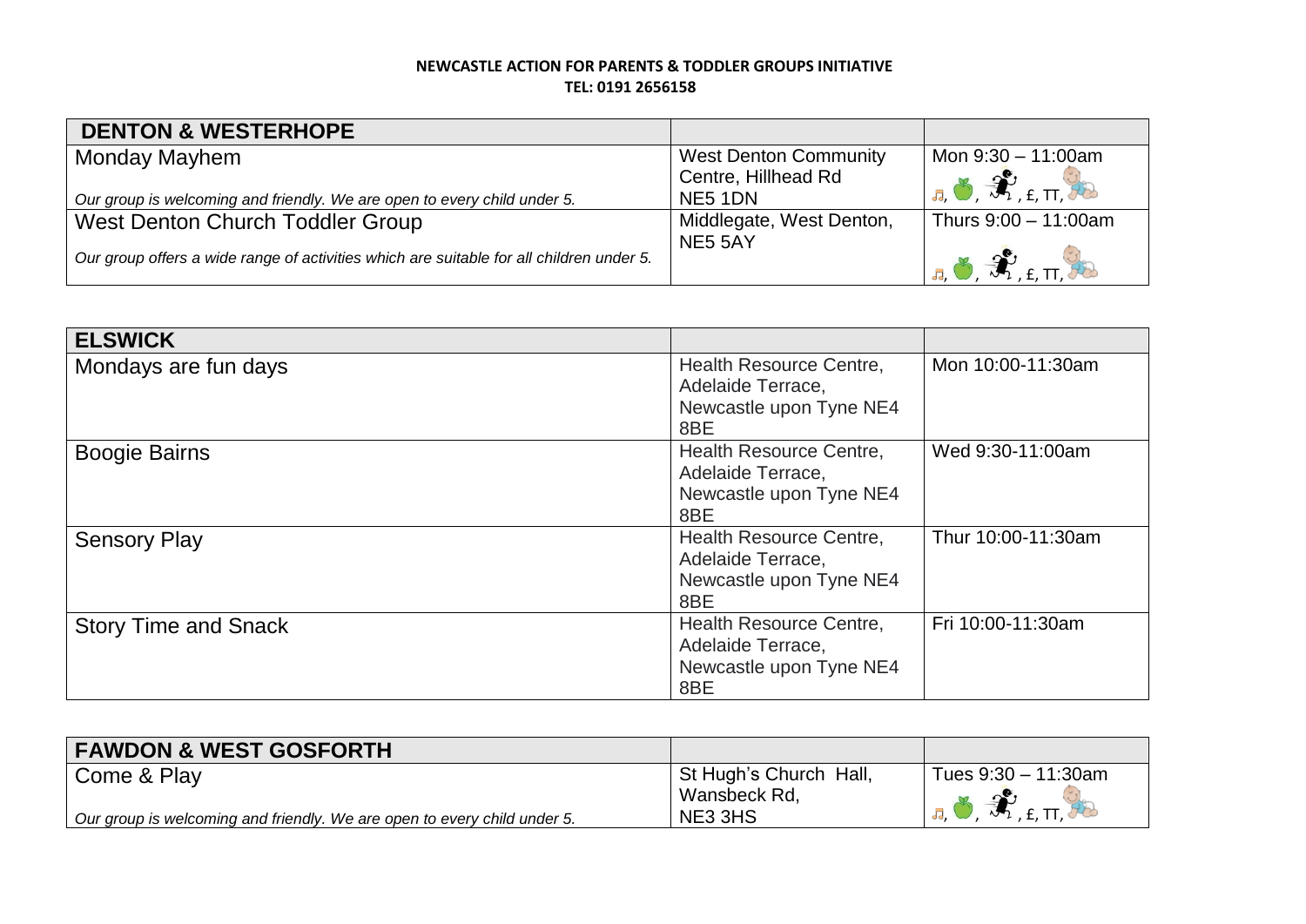**NEWCASTLE ACTION FOR PARENTS & TODDLER GROUPS INITIATIVE**
**TEL: 0191 2656158**

| **DENTON & WESTERHOPE** | | |
|---|---|---|
| Monday Mayhem<br><br>*Our group is welcoming and friendly. We are open to every child under 5.* | West Denton Community Centre, Hillhead Rd NE5 1DN | Mon 9:30 – 11:00am<br>, , , £, TT, |
| West Denton Church Toddler Group<br><br>*Our group offers a wide range of activities which are suitable for all children under 5.* | Middlegate, West Denton, NE5 5AY | Thurs 9:00 – 11:00am<br>, , , £, TT, |

| **ELSWICK** | | |
|---|---|---|
| Mondays are fun days | Health Resource Centre, Adelaide Terrace, Newcastle upon Tyne NE4 8BE | Mon 10:00-11:30am |
| Boogie Bairns | Health Resource Centre, Adelaide Terrace, Newcastle upon Tyne NE4 8BE | Wed 9:30-11:00am |
| Sensory Play | Health Resource Centre, Adelaide Terrace, Newcastle upon Tyne NE4 8BE | Thur 10:00-11:30am |
| Story Time and Snack | Health Resource Centre, Adelaide Terrace, Newcastle upon Tyne NE4 8BE | Fri 10:00-11:30am |

| **FAWDON & WEST GOSFORTH** | | |
|---|---|---|
| Come & Play<br><br>*Our group is welcoming and friendly. We are open to every child under 5.* | St Hugh's Church Hall, Wansbeck Rd, NE3 3HS | Tues 9:30 – 11:30am<br>, , , £, TT, |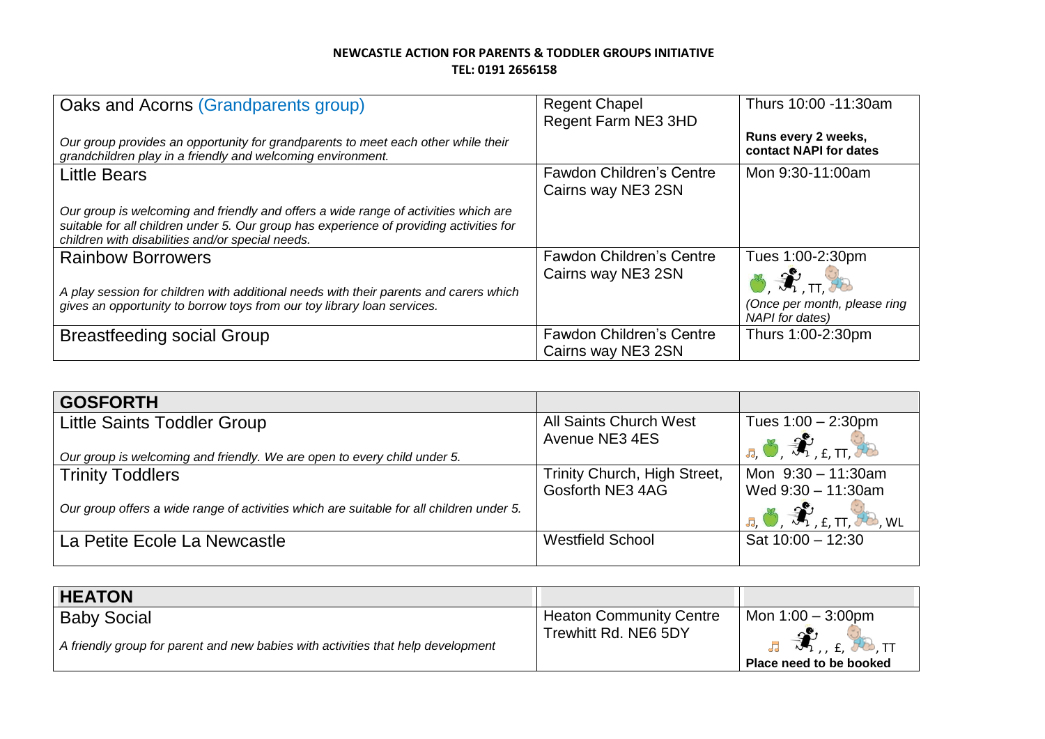**NEWCASTLE ACTION FOR PARENTS & TODDLER GROUPS INITIATIVE**
**TEL: 0191 2656158**

| | | |
|---|---|---|
| Oaks and Acorns (Grandparents group)<br><br>*Our group provides an opportunity for grandparents to meet each other while their grandchildren play in a friendly and welcoming environment.* | Regent Chapel<br>Regent Farm NE3 3HD | Thurs 10:00 -11:30am<br><br>**Runs every 2 weeks, contact NAPI for dates** |
| Little Bears<br><br>*Our group is welcoming and friendly and offers a wide range of activities which are suitable for all children under 5. Our group has experience of providing activities for children with disabilities and/or special needs.* | Fawdon Children's Centre<br>Cairns way NE3 2SN | Mon 9:30-11:00am |
| Rainbow Borrowers<br><br>*A play session for children with additional needs with their parents and carers which gives an opportunity to borrow toys from our toy library loan services.* | Fawdon Children's Centre<br>Cairns way NE3 2SN | Tues 1:00-2:30pm<br>, , TT,<br>*(Once per month, please ring NAPI for dates)* |
| Breastfeeding social Group | Fawdon Children's Centre<br>Cairns way NE3 2SN | Thurs 1:00-2:30pm |

| **GOSFORTH** | | |
|---|---|---|
| Little Saints Toddler Group<br><br>*Our group is welcoming and friendly. We are open to every child under 5.* | All Saints Church West Avenue NE3 4ES | Tues 1:00 – 2:30pm<br>, , , £, TT, |
| Trinity Toddlers<br><br>*Our group offers a wide range of activities which are suitable for all children under 5.* | Trinity Church, High Street, Gosforth NE3 4AG | Mon 9:30 – 11:30am<br>Wed 9:30 – 11:30am<br>, , , £, TT, , WL |
| La Petite Ecole La Newcastle | Westfield School | Sat 10:00 – 12:30 |

| **HEATON** | | |
|---|---|---|
| Baby Social<br><br>*A friendly group for parent and new babies with activities that help development* | Heaton Community Centre<br>Trewhitt Rd. NE6 5DY | Mon 1:00 – 3:00pm<br>, , , £, , TT<br>**Place need to be booked** |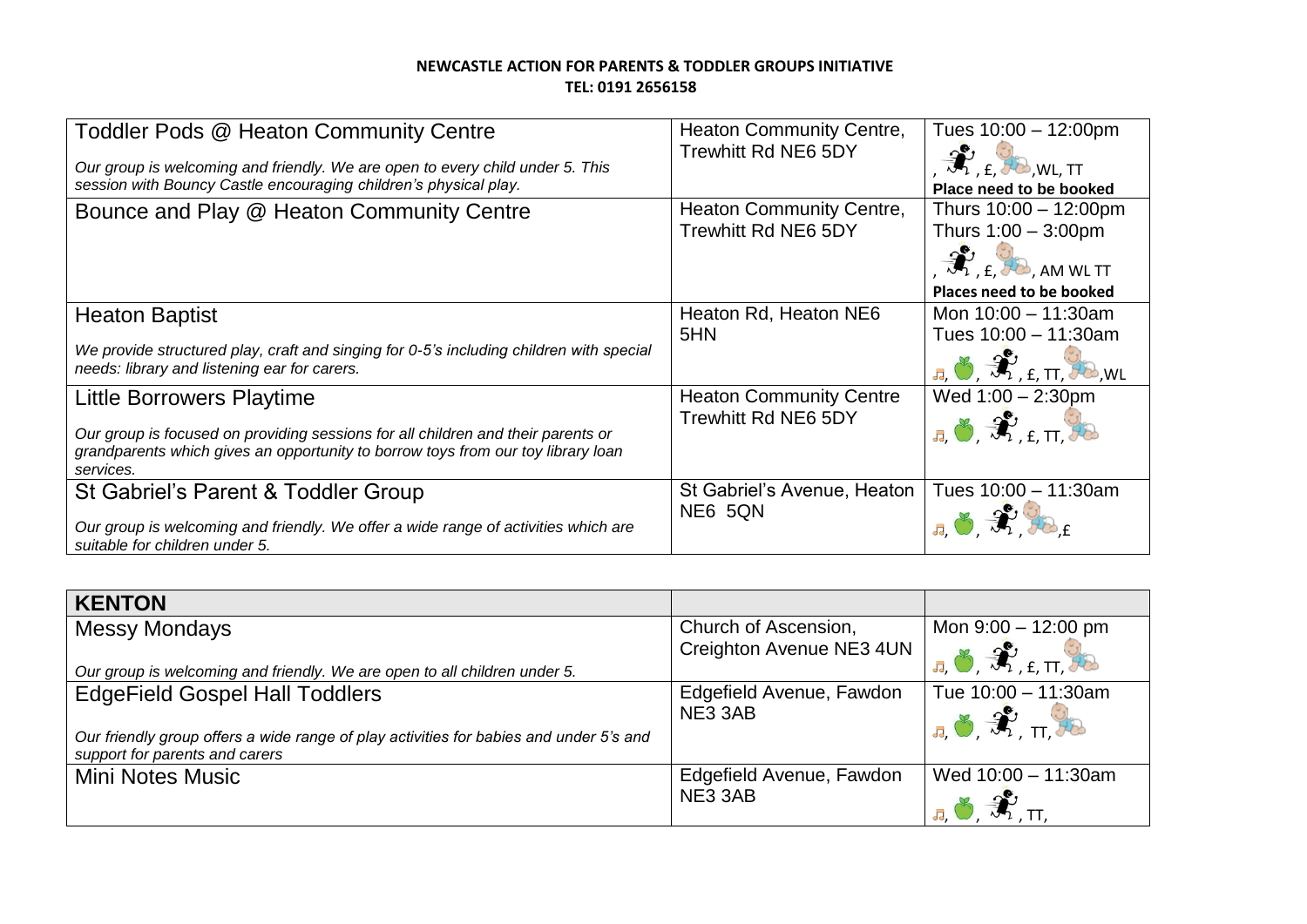**NEWCASTLE ACTION FOR PARENTS & TODDLER GROUPS INITIATIVE**
**TEL: 0191 2656158**

| | | |
|---|---|---|
| Toddler Pods @ Heaton Community Centre<br>*Our group is welcoming and friendly. We are open to every child under 5. This session with Bouncy Castle encouraging children's physical play.* | Heaton Community Centre, Trewhitt Rd NE6 5DY | Tues 10:00 – 12:00pm<br>, £, ,WL, TT<br>**Place need to be booked** |
| Bounce and Play @ Heaton Community Centre | Heaton Community Centre, Trewhitt Rd NE6 5DY | Thurs 10:00 – 12:00pm<br>Thurs 1:00 – 3:00pm<br>, £, , AM WL TT<br>**Places need to be booked** |
| Heaton Baptist<br>*We provide structured play, craft and singing for 0-5's including children with special needs: library and listening ear for carers.* | Heaton Rd, Heaton NE6 5HN | Mon 10:00 – 11:30am<br>Tues 10:00 – 11:30am<br>, , £, TT, ,WL |
| Little Borrowers Playtime<br>*Our group is focused on providing sessions for all children and their parents or grandparents which gives an opportunity to borrow toys from our toy library loan services.* | Heaton Community Centre Trewhitt Rd NE6 5DY | Wed 1:00 – 2:30pm<br>, , £, TT, |
| St Gabriel's Parent & Toddler Group<br>*Our group is welcoming and friendly. We offer a wide range of activities which are suitable for children under 5.* | St Gabriel's Avenue, Heaton NE6 5QN | Tues 10:00 – 11:30am<br>, , ,£ |

| **KENTON** | | |
|---|---|---|
| Messy Mondays<br>*Our group is welcoming and friendly. We are open to all children under 5.* | Church of Ascension, Creighton Avenue NE3 4UN | Mon 9:00 – 12:00 pm<br>, , £, TT, |
| EdgeField Gospel Hall Toddlers<br>*Our friendly group offers a wide range of play activities for babies and under 5's and support for parents and carers* | Edgefield Avenue, Fawdon NE3 3AB | Tue 10:00 – 11:30am<br>, , TT, |
| Mini Notes Music | Edgefield Avenue, Fawdon NE3 3AB | Wed 10:00 – 11:30am<br>, , TT, |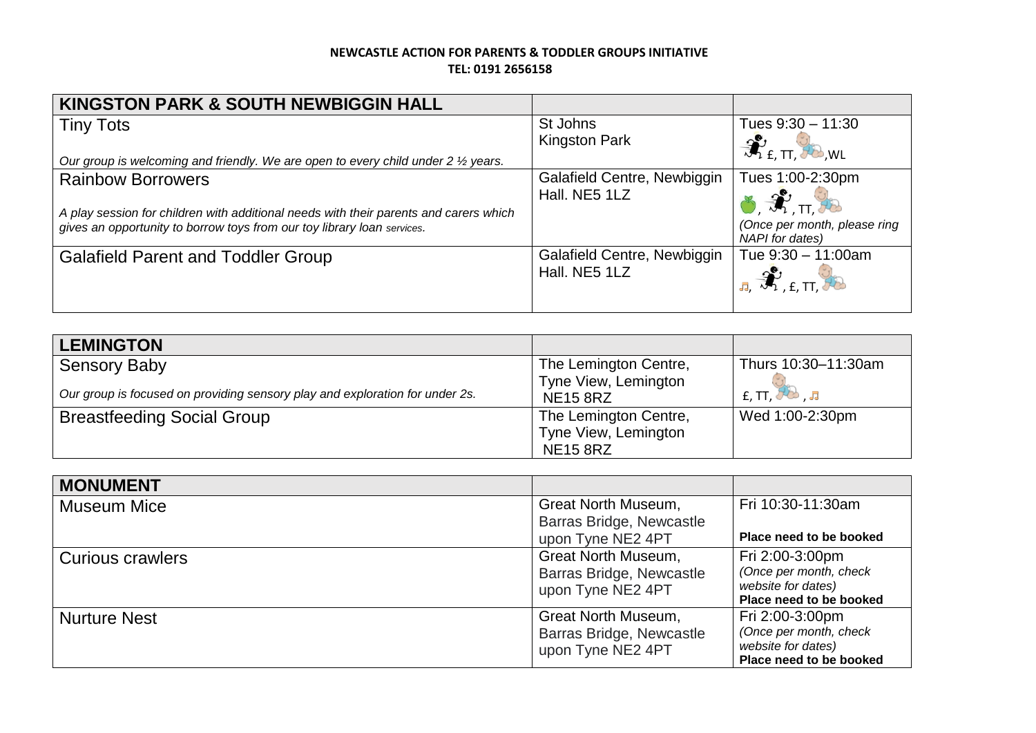**NEWCASTLE ACTION FOR PARENTS & TODDLER GROUPS INITIATIVE**
**TEL: 0191 2656158**

| KINGSTON PARK & SOUTH NEWBIGGIN HALL | | |
|---|---|---|
| Tiny Tots<br>*Our group is welcoming and friendly. We are open to every child under 2 ½ years.* | St Johns<br>Kingston Park | Tues 9:30 – 11:30<br>£, TT, ,WL |
| Rainbow Borrowers<br>*A play session for children with additional needs with their parents and carers which gives an opportunity to borrow toys from our toy library loan services.* | Galafield Centre, Newbiggin Hall. NE5 1LZ | Tues 1:00-2:30pm<br>, , TT,<br>*(Once per month, please ring NAPI for dates)* |
| Galafield Parent and Toddler Group | Galafield Centre, Newbiggin Hall. NE5 1LZ | Tue 9:30 – 11:00am<br>, , £, TT, |

| LEMINGTON | | |
|---|---|---|
| Sensory Baby<br>*Our group is focused on providing sensory play and exploration for under 2s.* | The Lemington Centre, Tyne View, Lemington NE15 8RZ | Thurs 10:30–11:30am<br>£, TT, , |
| Breastfeeding Social Group | The Lemington Centre, Tyne View, Lemington NE15 8RZ | Wed 1:00-2:30pm |

| MONUMENT | | |
|---|---|---|
| Museum Mice | Great North Museum, Barras Bridge, Newcastle upon Tyne NE2 4PT | Fri 10:30-11:30am<br>**Place need to be booked** |
| Curious crawlers | Great North Museum, Barras Bridge, Newcastle upon Tyne NE2 4PT | Fri 2:00-3:00pm<br>*(Once per month, check website for dates)*<br>**Place need to be booked** |
| Nurture Nest | Great North Museum, Barras Bridge, Newcastle upon Tyne NE2 4PT | Fri 2:00-3:00pm<br>*(Once per month, check website for dates)*<br>**Place need to be booked** |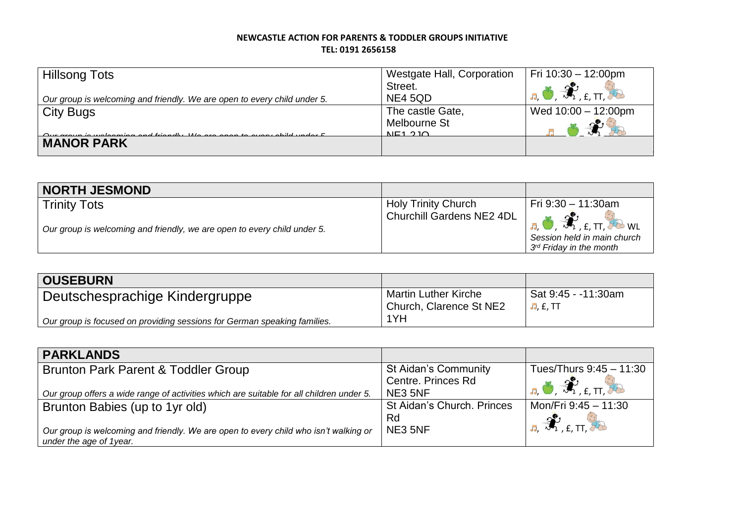**NEWCASTLE ACTION FOR PARENTS & TODDLER GROUPS INITIATIVE**
**TEL: 0191 2656158**

| | | |
|---|---|---|
| Hillsong Tots<br><br>*Our group is welcoming and friendly. We are open to every child under 5.* | Westgate Hall, Corporation Street.<br>NE4 5QD | Fri 10:30 – 12:00pm<br>♫, , , £, TT, |
| City Bugs<br><br>*Our group is welcoming and friendly. We are open to every child under 5* | The castle Gate,<br>Melbourne St<br>NE1 2JQ | Wed 10:00 – 12:00pm<br>♫, , , |
| **MANOR PARK** | | |

| | | |
|---|---|---|
| **NORTH JESMOND** | | |
| Trinity Tots<br><br>*Our group is welcoming and friendly, we are open to every child under 5.* | Holy Trinity Church<br>Churchill Gardens NE2 4DL | Fri 9:30 – 11:30am<br>♫, , , £, TT, WL<br>*Session held in main church 3rd Friday in the month* |

| | | |
|---|---|---|
| **OUSEBURN** | | |
| Deutschesprachige Kindergruppe<br><br>*Our group is focused on providing sessions for German speaking families.* | Martin Luther Kirche Church, Clarence St NE2 1YH | Sat 9:45 - -11:30am<br>♫, £, TT |

| | | |
|---|---|---|
| **PARKLANDS** | | |
| Brunton Park Parent & Toddler Group<br><br>*Our group offers a wide range of activities which are suitable for all children under 5.* | St Aidan's Community Centre. Princes Rd<br>NE3 5NF | Tues/Thurs 9:45 – 11:30<br>♫, , , £, TT, |
| Brunton Babies (up to 1yr old)<br><br>*Our group is welcoming and friendly. We are open to every child who isn't walking or under the age of 1year.* | St Aidan's Church. Princes Rd<br>NE3 5NF | Mon/Fri 9:45 – 11:30<br>♫, , £, TT, |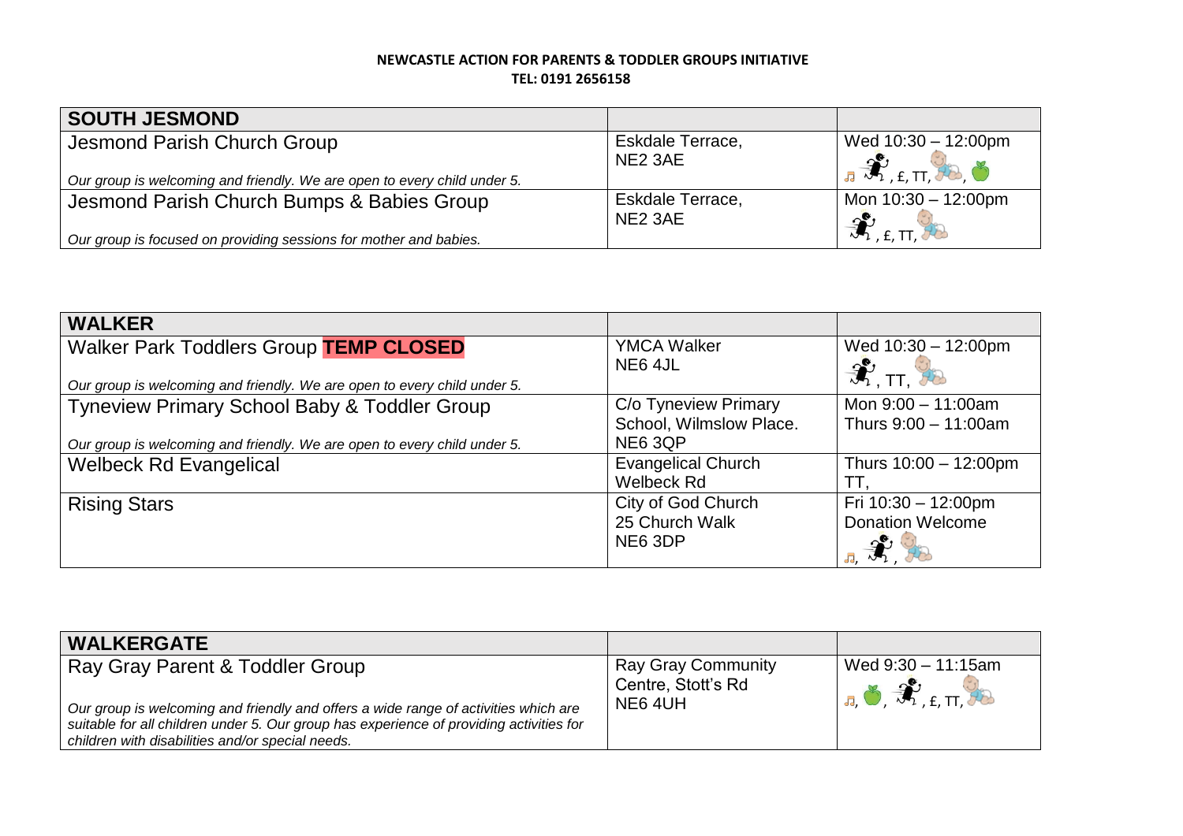**NEWCASTLE ACTION FOR PARENTS & TODDLER GROUPS INITIATIVE**
**TEL: 0191 2656158**

| **SOUTH JESMOND** | | |
|---|---|---|
| Jesmond Parish Church Group<br><br>*Our group is welcoming and friendly. We are open to every child under 5.* | Eskdale Terrace, NE2 3AE | Wed 10:30 – 12:00pm<br>, , £, TT, , |
| Jesmond Parish Church Bumps & Babies Group<br><br>*Our group is focused on providing sessions for mother and babies.* | Eskdale Terrace, NE2 3AE | Mon 10:30 – 12:00pm<br>, £, TT, |

| **WALKER** | | |
|---|---|---|
| Walker Park Toddlers Group **TEMP CLOSED**<br><br>*Our group is welcoming and friendly. We are open to every child under 5.* | YMCA Walker NE6 4JL | Wed 10:30 – 12:00pm<br>, TT, |
| Tyneview Primary School Baby & Toddler Group<br><br>*Our group is welcoming and friendly. We are open to every child under 5.* | C/o Tyneview Primary School, Wilmslow Place. NE6 3QP | Mon 9:00 – 11:00am<br>Thurs 9:00 – 11:00am |
| Welbeck Rd Evangelical | Evangelical Church Welbeck Rd | Thurs 10:00 – 12:00pm<br>TT, |
| Rising Stars | City of God Church 25 Church Walk NE6 3DP | Fri 10:30 – 12:00pm<br>Donation Welcome<br>, , |

| **WALKERGATE** | | |
|---|---|---|
| Ray Gray Parent & Toddler Group<br><br>*Our group is welcoming and friendly and offers a wide range of activities which are suitable for all children under 5. Our group has experience of providing activities for children with disabilities and/or special needs.* | Ray Gray Community Centre, Stott's Rd NE6 4UH | Wed 9:30 – 11:15am<br>, , , £, TT, |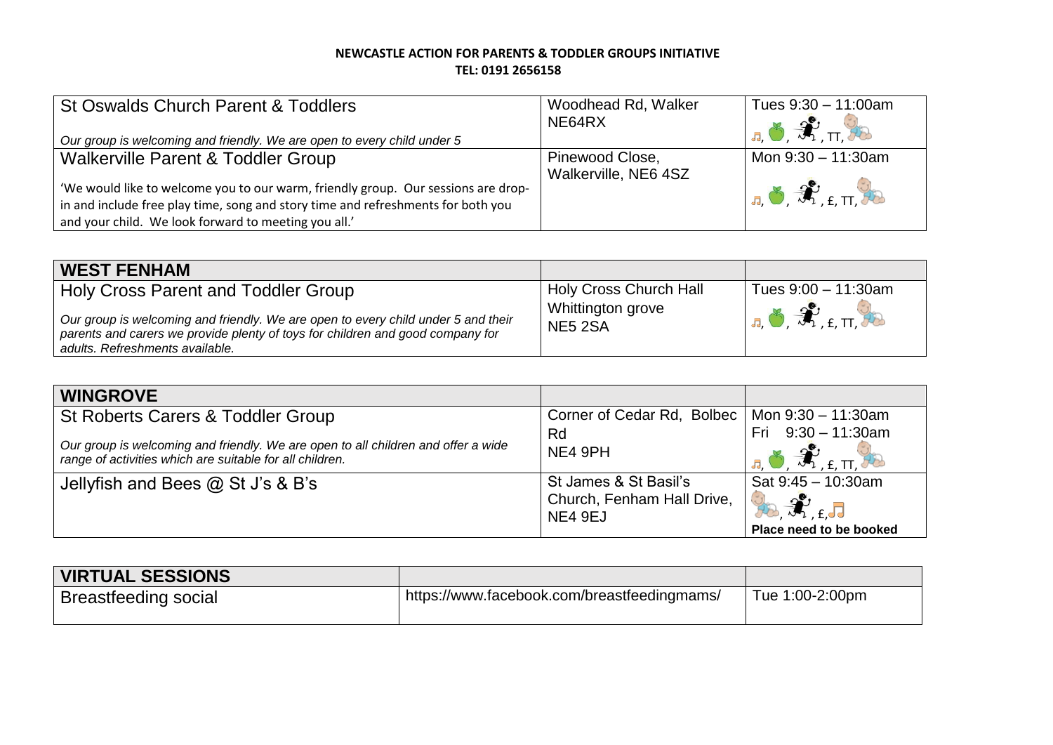**NEWCASTLE ACTION FOR PARENTS & TODDLER GROUPS INITIATIVE**
**TEL: 0191 2656158**

| | | |
|---|---|---|
| St Oswalds Church Parent & Toddlers<br>*Our group is welcoming and friendly. We are open to every child under 5* | Woodhead Rd, Walker NE64RX | Tues 9:30 – 11:00am<br>♫, , , TT, |
| Walkerville Parent & Toddler Group<br>'We would like to welcome you to our warm, friendly group. Our sessions are drop-in and include free play time, song and story time and refreshments for both you and your child. We look forward to meeting you all.' | Pinewood Close, Walkerville, NE6 4SZ | Mon 9:30 – 11:30am<br>♫, , , £, TT, |

| **WEST FENHAM** | | |
|---|---|---|
| Holy Cross Parent and Toddler Group<br>*Our group is welcoming and friendly. We are open to every child under 5 and their parents and carers we provide plenty of toys for children and good company for adults. Refreshments available.* | Holy Cross Church Hall<br>Whittington grove<br>NE5 2SA | Tues 9:00 – 11:30am<br>♫, , , £, TT, |

| **WINGROVE** | | |
|---|---|---|
| St Roberts Carers & Toddler Group<br>*Our group is welcoming and friendly. We are open to all children and offer a wide range of activities which are suitable for all children.* | Corner of Cedar Rd, Bolbec Rd<br>NE4 9PH | Mon 9:30 – 11:30am<br>Fri 9:30 – 11:30am<br>♫, , , £, TT, |
| Jellyfish and Bees @ St J's & B's | St James & St Basil's Church, Fenham Hall Drive, NE4 9EJ | Sat 9:45 – 10:30am<br>, , £, ♫<br>**Place need to be booked** |

| **VIRTUAL SESSIONS** | | |
|---|---|---|
| Breastfeeding social | https://www.facebook.com/breastfeedingmams/ | Tue 1:00-2:00pm |